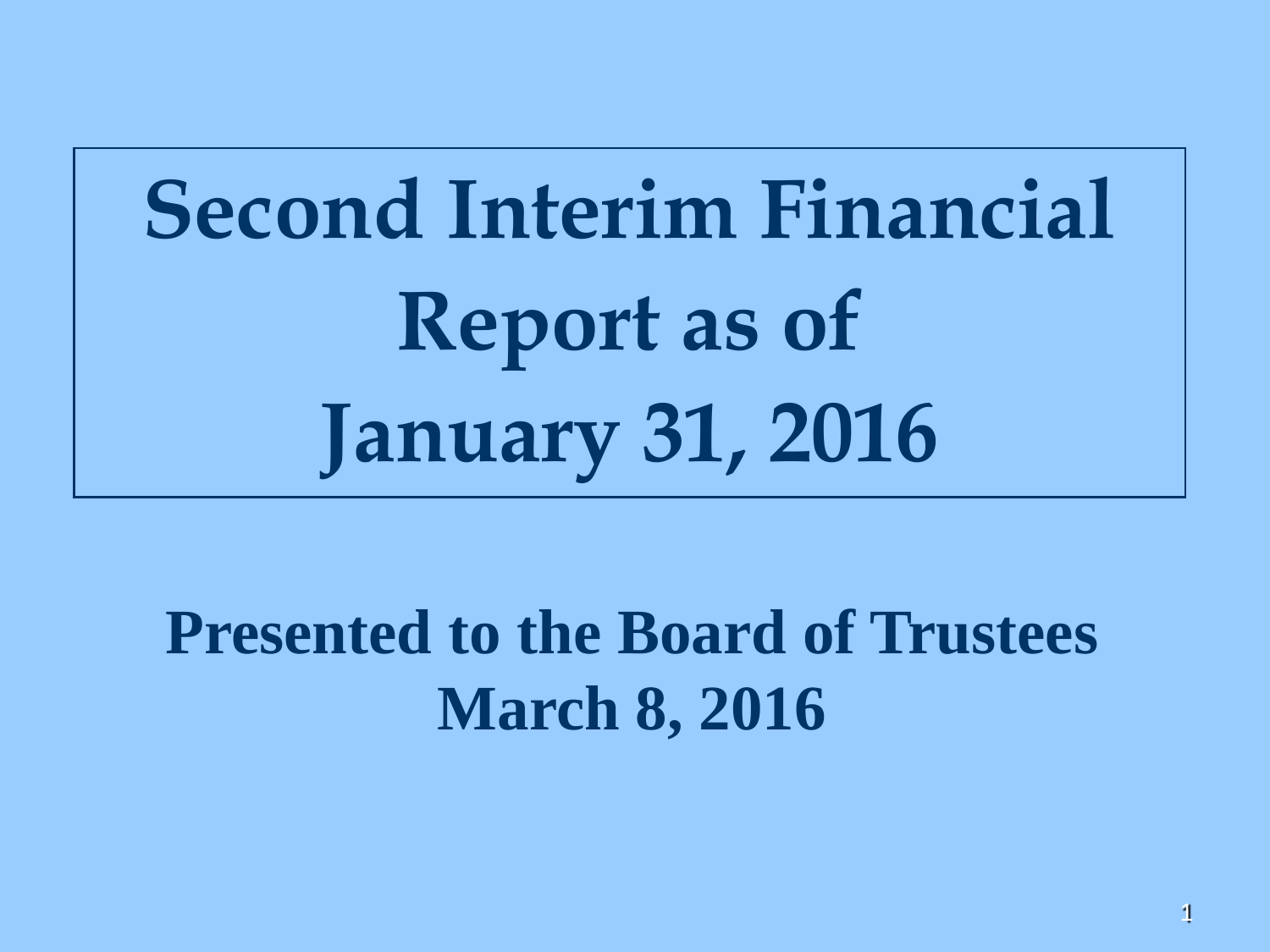# Second Interim Financial Report as of January 31, 2016

**Presented to the Board of Trustees**
**March 8, 2016**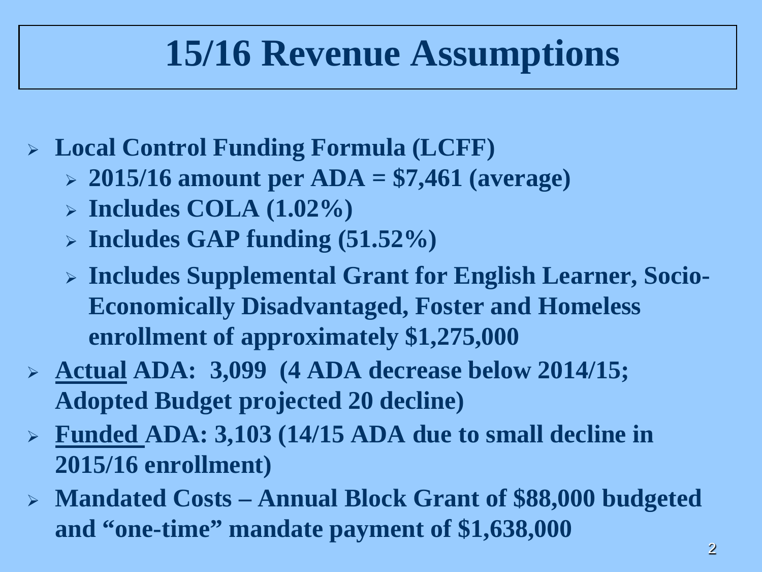# 15/16 Revenue Assumptions

- **Local Control Funding Formula (LCFF)**
  - **2015/16 amount per ADA = $7,461 (average)**
  - **Includes COLA (1.02%)**
  - **Includes GAP funding (51.52%)**
  - **Includes Supplemental Grant for English Learner, Socio-Economically Disadvantaged, Foster and Homeless enrollment of approximately $1,275,000**
- **<u>Actual</u> ADA: 3,099 (4 ADA decrease below 2014/15; Adopted Budget projected 20 decline)**
- **<u>Funded</u> ADA: 3,103 (14/15 ADA due to small decline in 2015/16 enrollment)**
- **Mandated Costs – Annual Block Grant of $88,000 budgeted and "one-time" mandate payment of $1,638,000**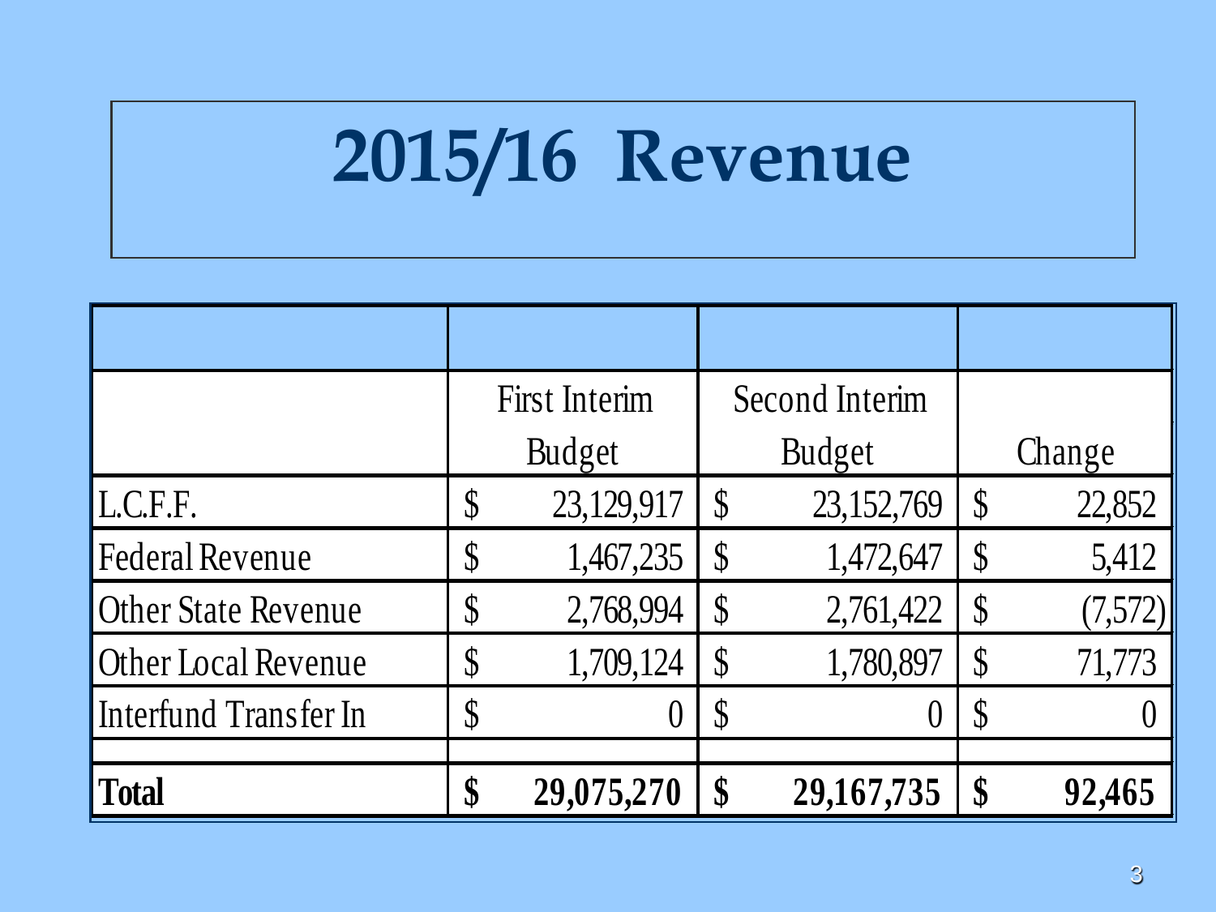# 2015/16 Revenue

| | First Interim Budget | Second Interim Budget | Change |
|---|---|---|---|
| L.C.F.F. | $ 23,129,917 | $ 23,152,769 | $ 22,852 |
| Federal Revenue | $ 1,467,235 | $ 1,472,647 | $ 5,412 |
| Other State Revenue | $ 2,768,994 | $ 2,761,422 | $ (7,572) |
| Other Local Revenue | $ 1,709,124 | $ 1,780,897 | $ 71,773 |
| Interfund Transfer In | $ 0 | $ 0 | $ 0 |
| | | | |
| **Total** | **$ 29,075,270** | **$ 29,167,735** | **$ 92,465** |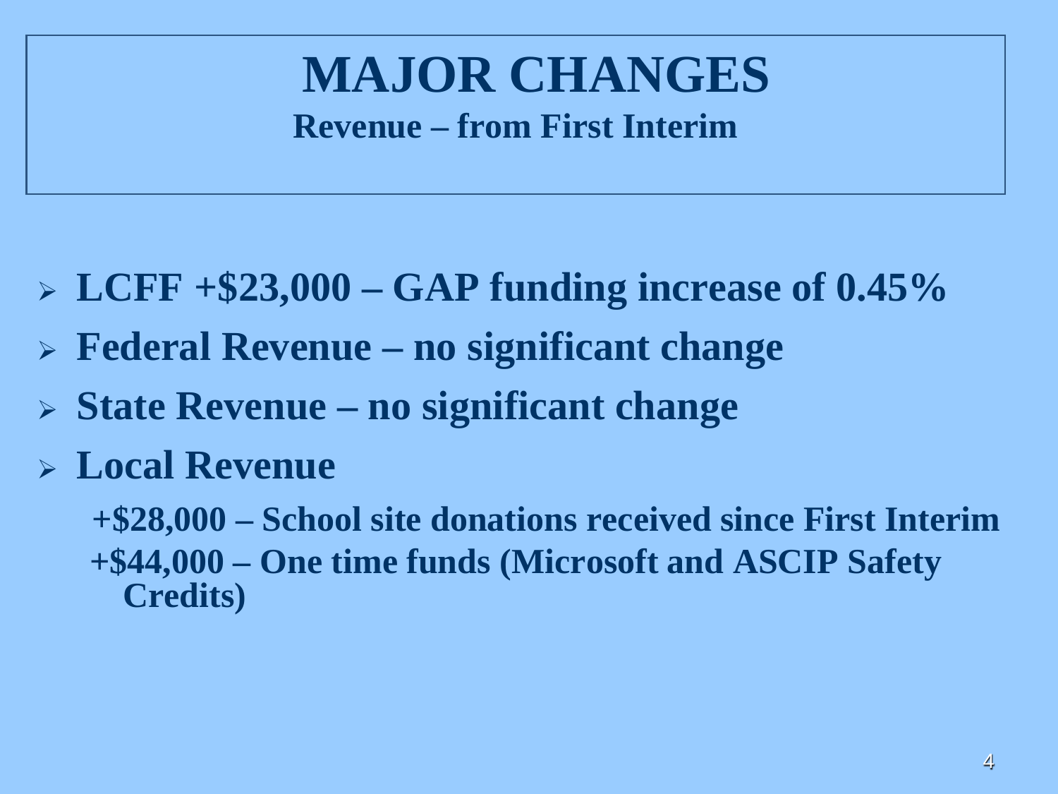# MAJOR CHANGES

## Revenue – from First Interim

- **LCFF +$23,000 – GAP funding increase of 0.45%**
- **Federal Revenue – no significant change**
- **State Revenue – no significant change**
- **Local Revenue**

  **+$28,000 – School site donations received since First Interim**

  **+$44,000 – One time funds (Microsoft and ASCIP Safety Credits)**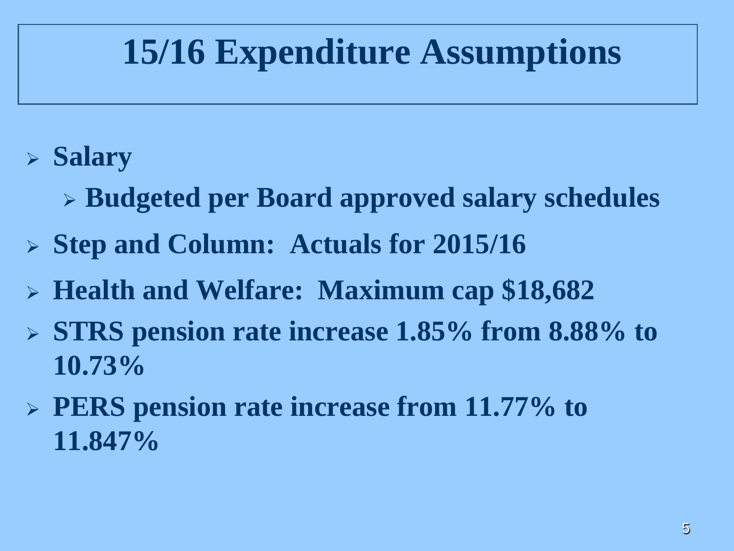# 15/16 Expenditure Assumptions

- **Salary**
  - **Budgeted per Board approved salary schedules**
- **Step and Column: Actuals for 2015/16**
- **Health and Welfare: Maximum cap $18,682**
- **STRS pension rate increase 1.85% from 8.88% to 10.73%**
- **PERS pension rate increase from 11.77% to 11.847%**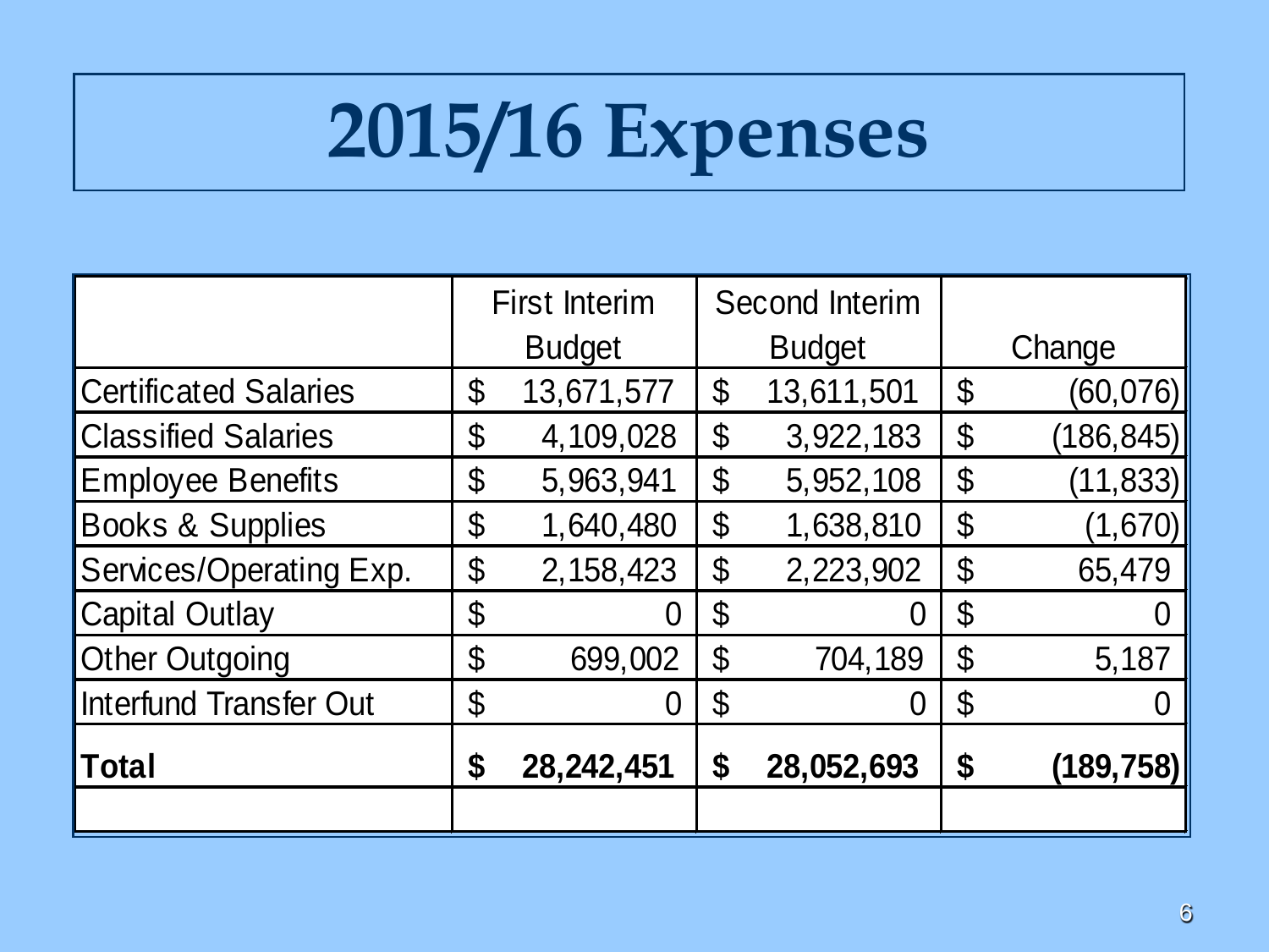# 2015/16 Expenses

| | First Interim Budget | Second Interim Budget | Change |
|---|---|---|---|
| Certificated Salaries | $ 13,671,577 | $ 13,611,501 | $ (60,076) |
| Classified Salaries | $ 4,109,028 | $ 3,922,183 | $ (186,845) |
| Employee Benefits | $ 5,963,941 | $ 5,952,108 | $ (11,833) |
| Books & Supplies | $ 1,640,480 | $ 1,638,810 | $ (1,670) |
| Services/Operating Exp. | $ 2,158,423 | $ 2,223,902 | $ 65,479 |
| Capital Outlay | $ 0 | $ 0 | $ 0 |
| Other Outgoing | $ 699,002 | $ 704,189 | $ 5,187 |
| Interfund Transfer Out | $ 0 | $ 0 | $ 0 |
| **Total** | **$ 28,242,451** | **$ 28,052,693** | **$ (189,758)** |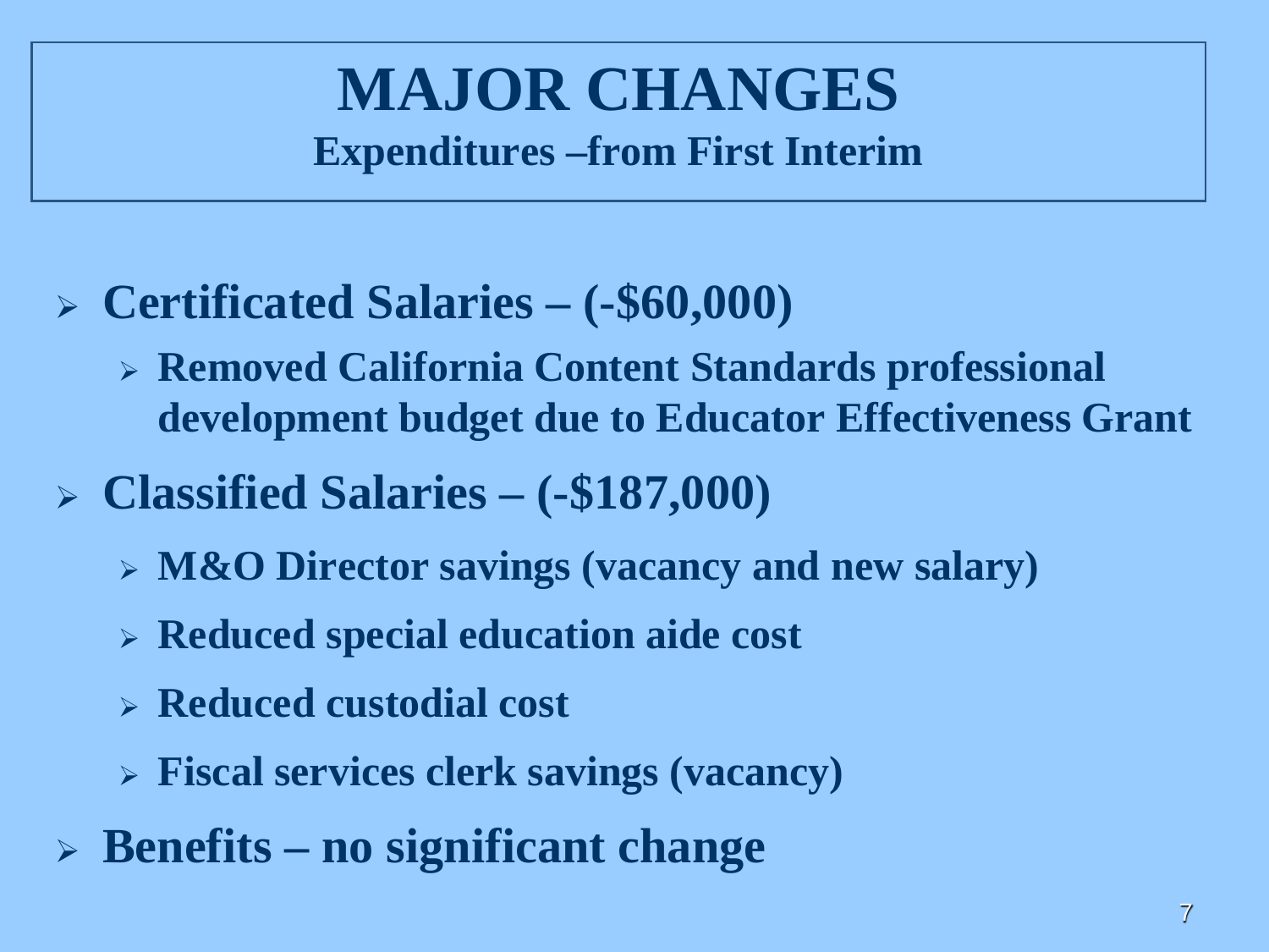# MAJOR CHANGES

## Expenditures –from First Interim

- **Certificated Salaries – (-$60,000)**
  - **Removed California Content Standards professional development budget due to Educator Effectiveness Grant**
- **Classified Salaries – (-$187,000)**
  - **M&O Director savings (vacancy and new salary)**
  - **Reduced special education aide cost**
  - **Reduced custodial cost**
  - **Fiscal services clerk savings (vacancy)**
- **Benefits – no significant change**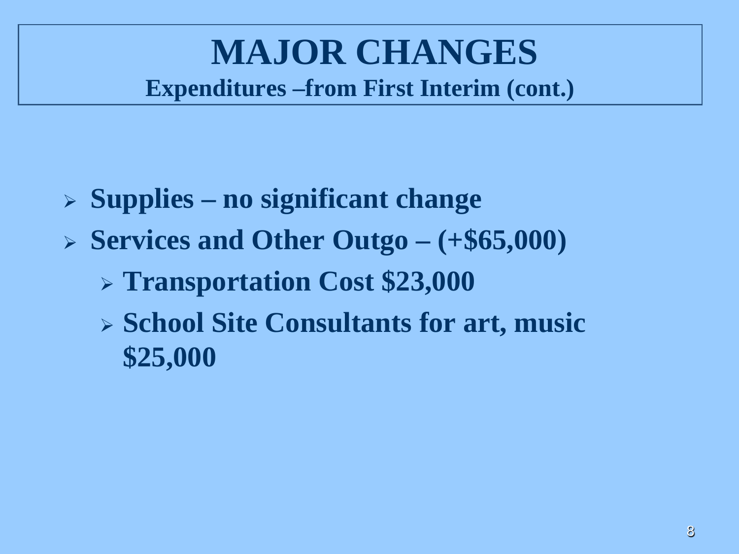# MAJOR CHANGES

## Expenditures –from First Interim (cont.)

- **Supplies – no significant change**
- **Services and Other Outgo – (+$65,000)**
  - **Transportation Cost $23,000**
  - **School Site Consultants for art, music $25,000**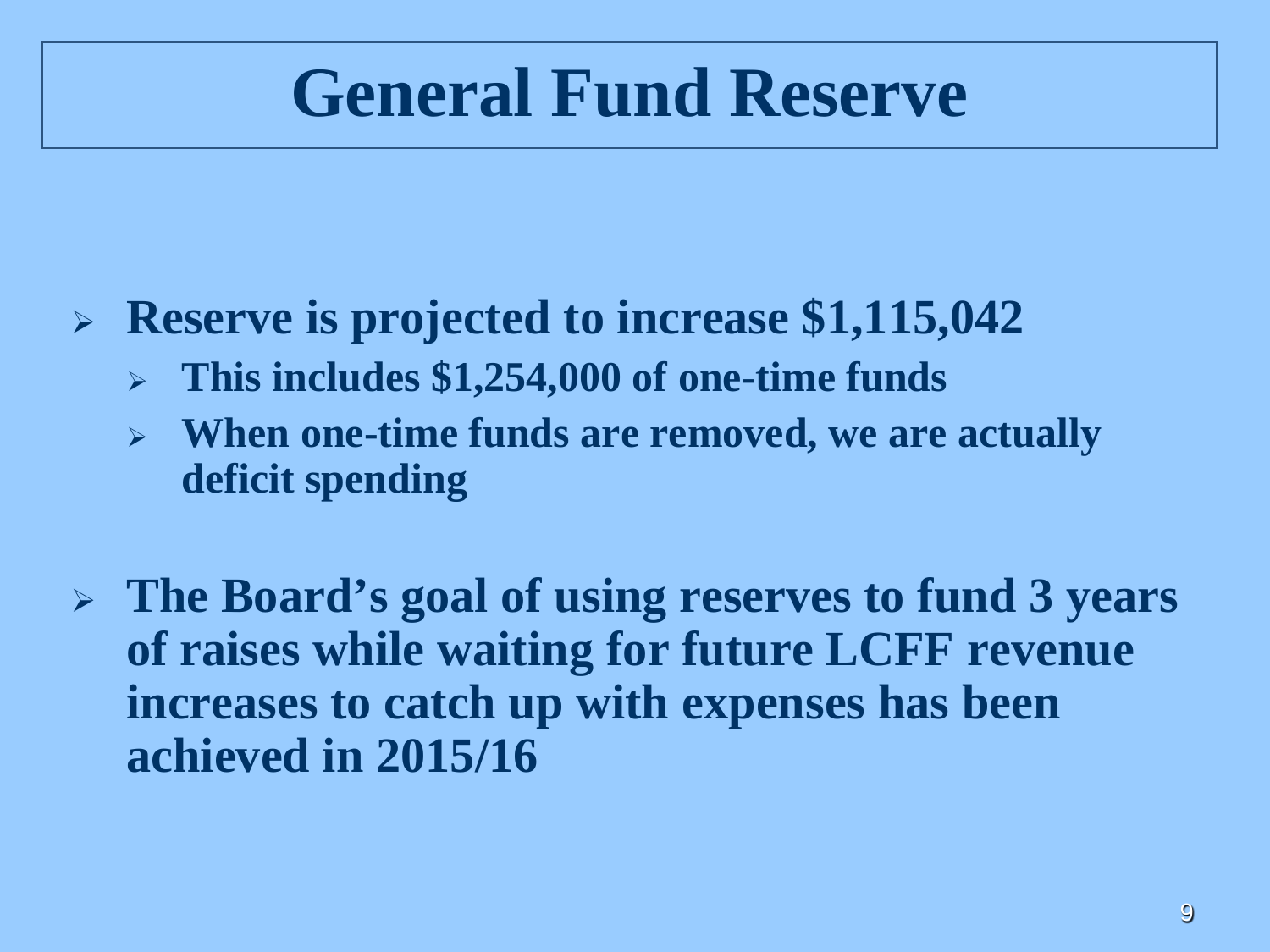# General Fund Reserve

- **Reserve is projected to increase $1,115,042**
  - **This includes $1,254,000 of one-time funds**
  - **When one-time funds are removed, we are actually deficit spending**
- **The Board's goal of using reserves to fund 3 years of raises while waiting for future LCFF revenue increases to catch up with expenses has been achieved in 2015/16**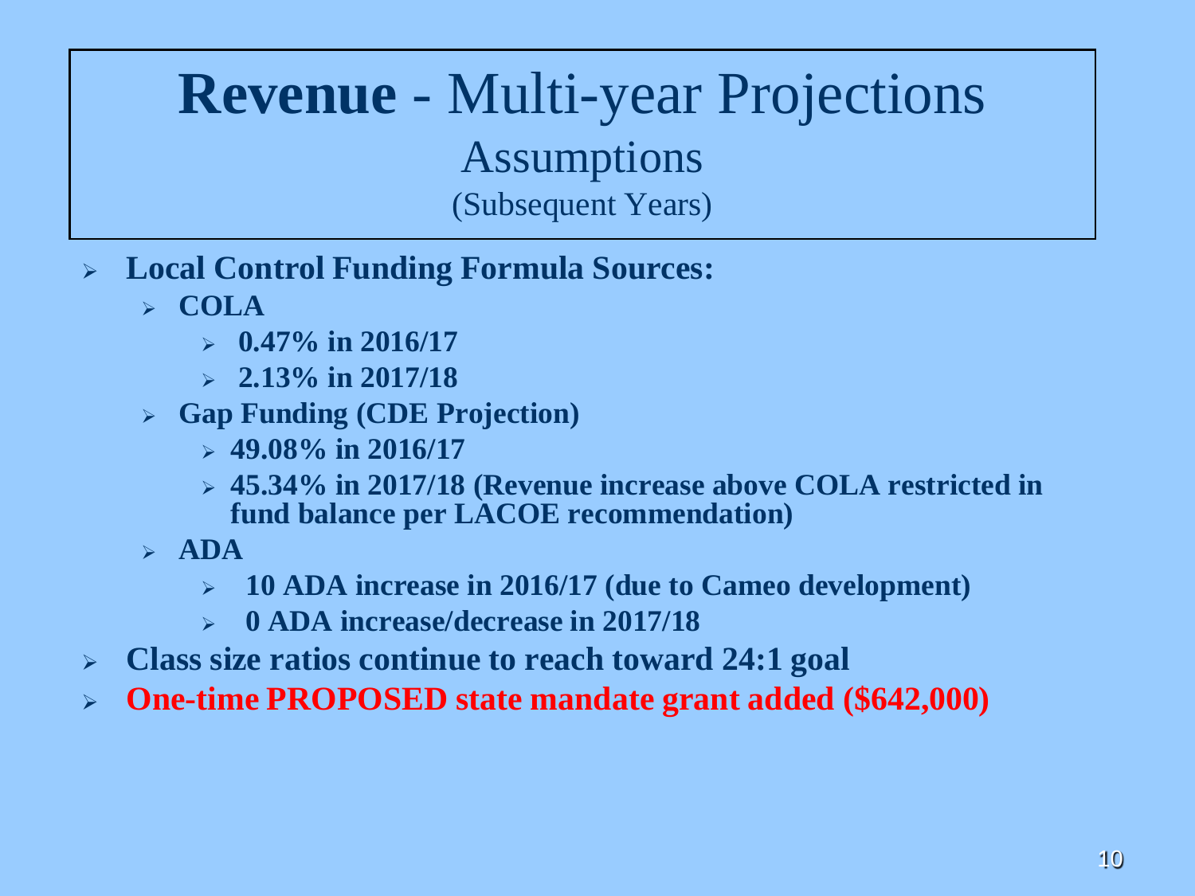# **Revenue** - Multi-year Projections

## Assumptions

(Subsequent Years)

- **Local Control Funding Formula Sources:**
  - **COLA**
    - **0.47% in 2016/17**
    - **2.13% in 2017/18**
  - **Gap Funding (CDE Projection)**
    - **49.08% in 2016/17**
    - **45.34% in 2017/18 (Revenue increase above COLA restricted in fund balance per LACOE recommendation)**
  - **ADA**
    - **10 ADA increase in 2016/17 (due to Cameo development)**
    - **0 ADA increase/decrease in 2017/18**
- **Class size ratios continue to reach toward 24:1 goal**
- **One-time PROPOSED state mandate grant added ($642,000)**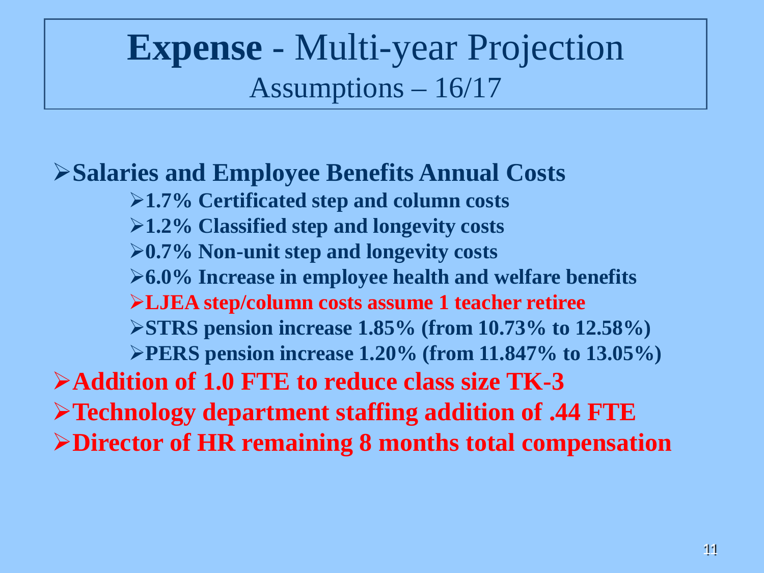# **Expense** - Multi-year Projection

## Assumptions – 16/17

- **Salaries and Employee Benefits Annual Costs**
  - **1.7% Certificated step and column costs**
  - **1.2% Classified step and longevity costs**
  - **0.7% Non-unit step and longevity costs**
  - **6.0% Increase in employee health and welfare benefits**
  - **LJEA step/column costs assume 1 teacher retiree**
  - **STRS pension increase 1.85% (from 10.73% to 12.58%)**
  - **PERS pension increase 1.20% (from 11.847% to 13.05%)**
- **Addition of 1.0 FTE to reduce class size TK-3**
- **Technology department staffing addition of .44 FTE**
- **Director of HR remaining 8 months total compensation**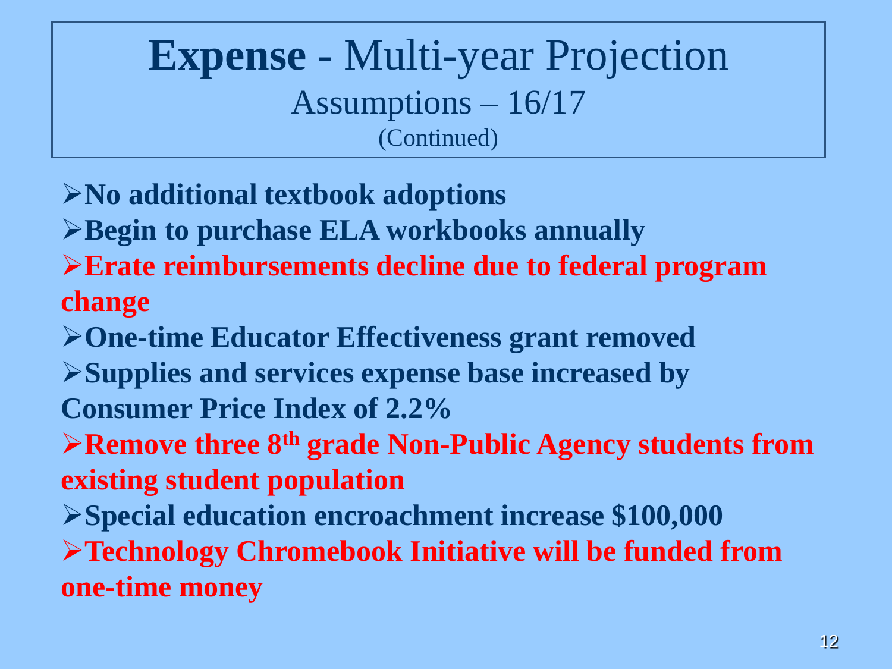# **Expense** - Multi-year Projection

## Assumptions – 16/17

(Continued)

- **No additional textbook adoptions**
- **Begin to purchase ELA workbooks annually**
- **Erate reimbursements decline due to federal program change**
- **One-time Educator Effectiveness grant removed**
- **Supplies and services expense base increased by Consumer Price Index of 2.2%**
- **Remove three 8th grade Non-Public Agency students from existing student population**
- **Special education encroachment increase $100,000**
- **Technology Chromebook Initiative will be funded from one-time money**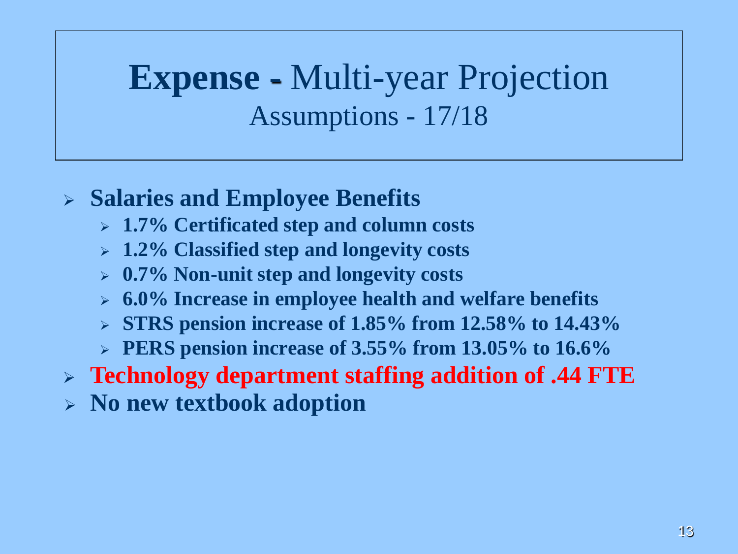# **Expense -** Multi-year Projection

## Assumptions - 17/18

- **Salaries and Employee Benefits**
  - **1.7% Certificated step and column costs**
  - **1.2% Classified step and longevity costs**
  - **0.7% Non-unit step and longevity costs**
  - **6.0% Increase in employee health and welfare benefits**
  - **STRS pension increase of 1.85% from 12.58% to 14.43%**
  - **PERS pension increase of 3.55% from 13.05% to 16.6%**
- **Technology department staffing addition of .44 FTE**
- **No new textbook adoption**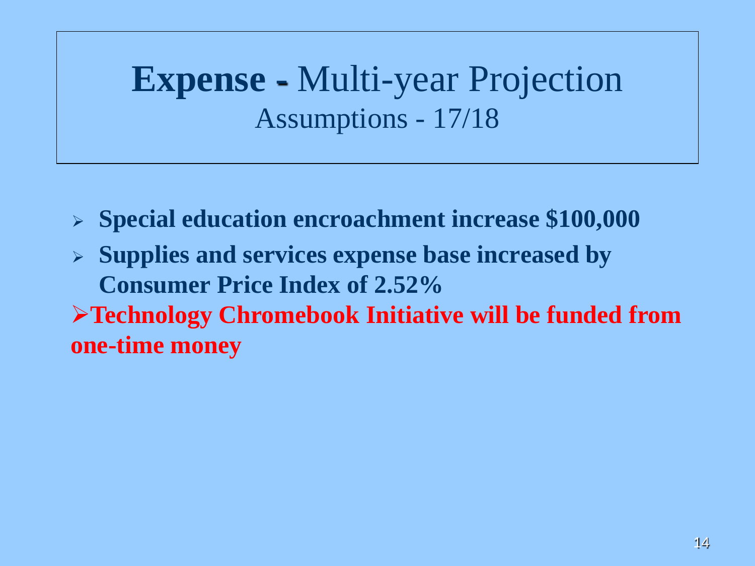# **Expense -** Multi-year Projection

## Assumptions - 17/18

- **Special education encroachment increase $100,000**
- **Supplies and services expense base increased by Consumer Price Index of 2.52%**
- **Technology Chromebook Initiative will be funded from one-time money**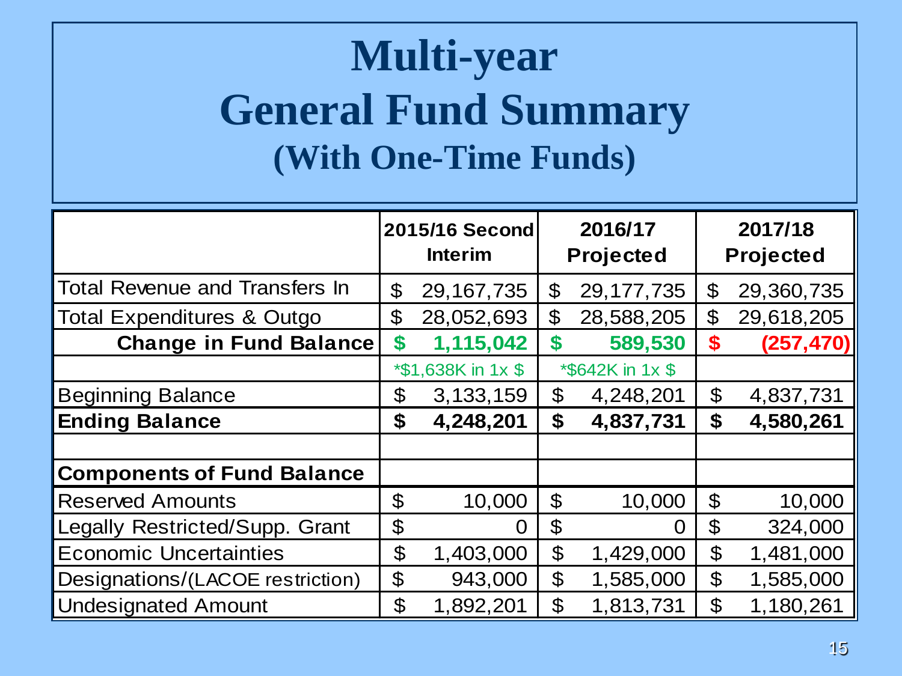# Multi-year
# General Fund Summary
## (With One-Time Funds)

| | 2015/16 Second Interim | 2016/17 Projected | 2017/18 Projected |
|---|---|---|---|
| Total Revenue and Transfers In | $ 29,167,735 | $ 29,177,735 | $ 29,360,735 |
| Total Expenditures & Outgo | $ 28,052,693 | $ 28,588,205 | $ 29,618,205 |
| **Change in Fund Balance** | **$ 1,115,042** | **$ 589,530** | **$ (257,470)** |
| | *$1,638K in 1x $ | *$642K in 1x $ | |
| Beginning Balance | $ 3,133,159 | $ 4,248,201 | $ 4,837,731 |
| **Ending Balance** | **$ 4,248,201** | **$ 4,837,731** | **$ 4,580,261** |
| | | | |
| **Components of Fund Balance** | | | |
| Reserved Amounts | $ 10,000 | $ 10,000 | $ 10,000 |
| Legally Restricted/Supp. Grant | $ 0 | $ 0 | $ 324,000 |
| Economic Uncertainties | $ 1,403,000 | $ 1,429,000 | $ 1,481,000 |
| Designations/(LACOE restriction) | $ 943,000 | $ 1,585,000 | $ 1,585,000 |
| Undesignated Amount | $ 1,892,201 | $ 1,813,731 | $ 1,180,261 |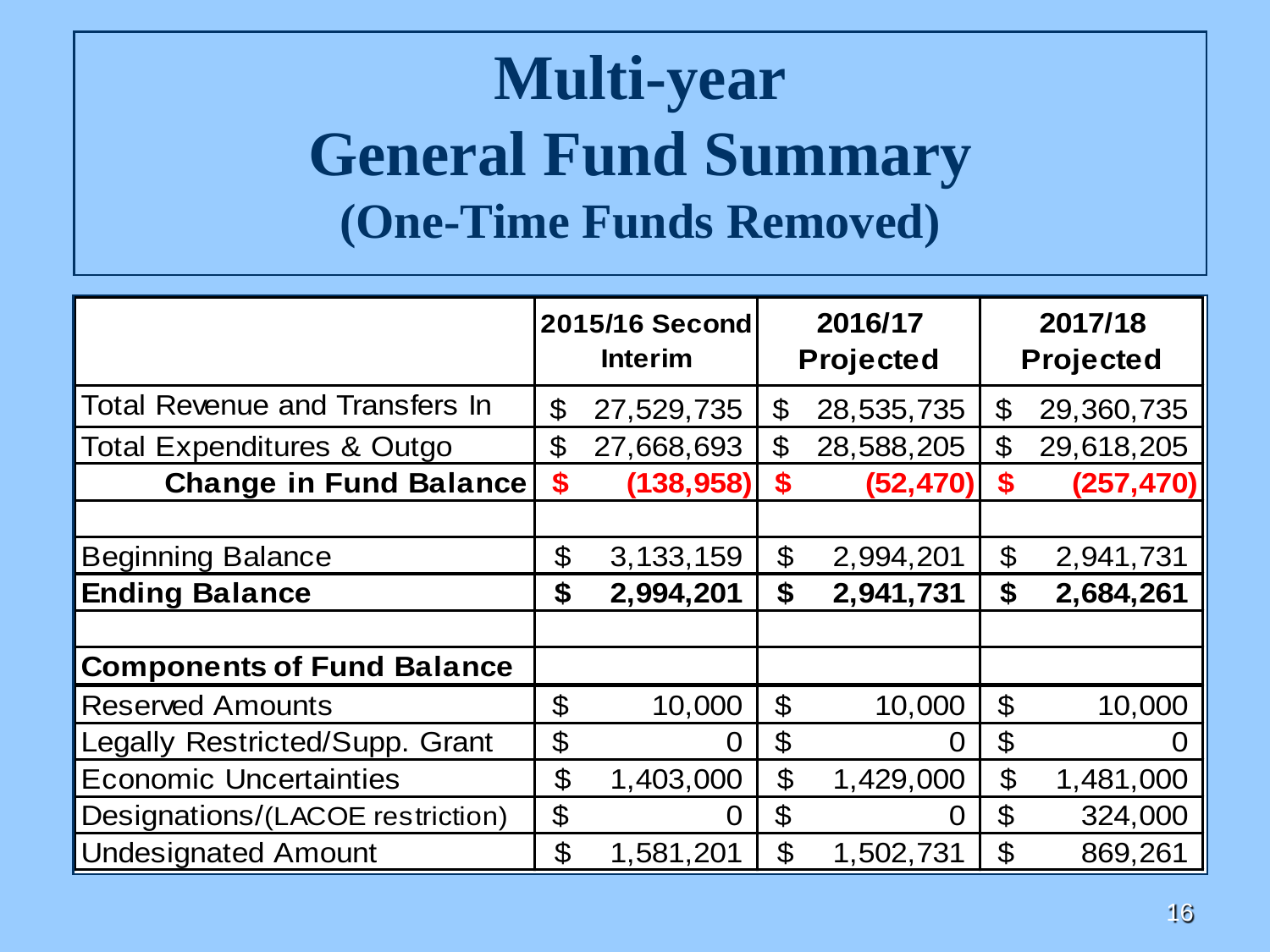# Multi-year General Fund Summary (One-Time Funds Removed)

| | 2015/16 Second Interim | 2016/17 Projected | 2017/18 Projected |
|---|---|---|---|
| Total Revenue and Transfers In | $ 27,529,735 | $ 28,535,735 | $ 29,360,735 |
| Total Expenditures & Outgo | $ 27,668,693 | $ 28,588,205 | $ 29,618,205 |
| **Change in Fund Balance** | **$ (138,958)** | **$ (52,470)** | **$ (257,470)** |
| | | | |
| Beginning Balance | $ 3,133,159 | $ 2,994,201 | $ 2,941,731 |
| **Ending Balance** | **$ 2,994,201** | **$ 2,941,731** | **$ 2,684,261** |
| | | | |
| **Components of Fund Balance** | | | |
| Reserved Amounts | $ 10,000 | $ 10,000 | $ 10,000 |
| Legally Restricted/Supp. Grant | $ 0 | $ 0 | $ 0 |
| Economic Uncertainties | $ 1,403,000 | $ 1,429,000 | $ 1,481,000 |
| Designations/(LACOE restriction) | $ 0 | $ 0 | $ 324,000 |
| Undesignated Amount | $ 1,581,201 | $ 1,502,731 | $ 869,261 |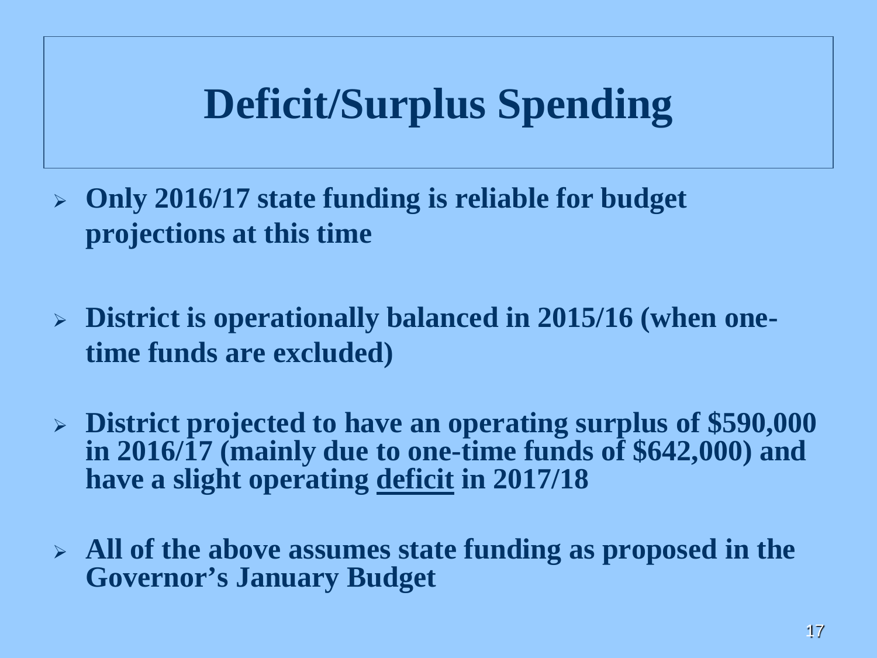# Deficit/Surplus Spending

- **Only 2016/17 state funding is reliable for budget projections at this time**
- **District is operationally balanced in 2015/16 (when one-time funds are excluded)**
- **District projected to have an operating surplus of $590,000 in 2016/17 (mainly due to one-time funds of $642,000) and have a slight operating <u>deficit</u> in 2017/18**
- **All of the above assumes state funding as proposed in the Governor's January Budget**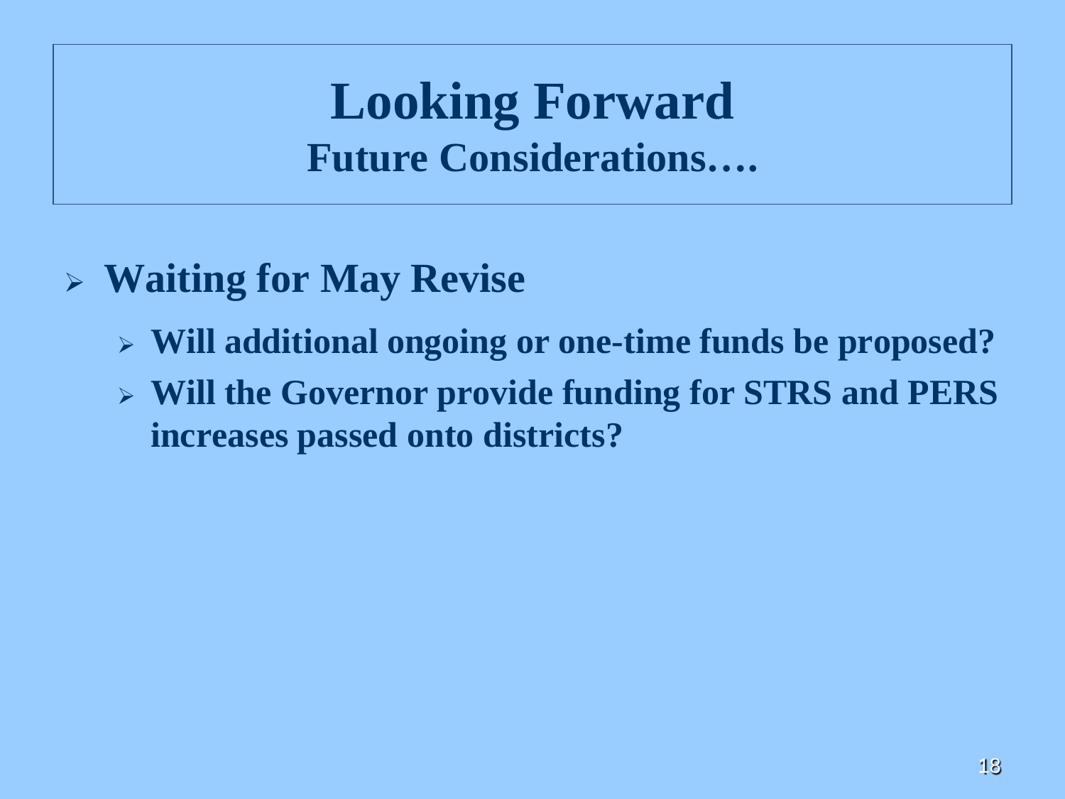# Looking Forward

## Future Considerations….

- **Waiting for May Revise**
  - **Will additional ongoing or one-time funds be proposed?**
  - **Will the Governor provide funding for STRS and PERS increases passed onto districts?**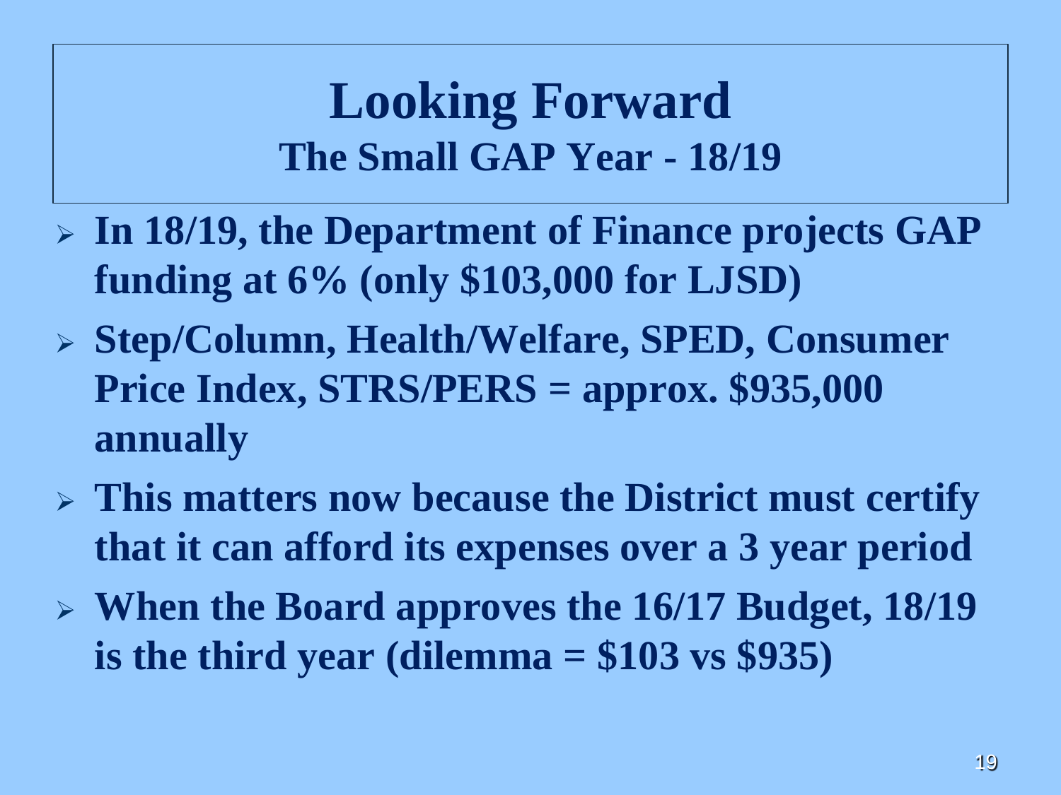# Looking Forward

## The Small GAP Year - 18/19

- **In 18/19, the Department of Finance projects GAP funding at 6% (only $103,000 for LJSD)**
- **Step/Column, Health/Welfare, SPED, Consumer Price Index, STRS/PERS = approx. $935,000 annually**
- **This matters now because the District must certify that it can afford its expenses over a 3 year period**
- **When the Board approves the 16/17 Budget, 18/19 is the third year (dilemma = $103 vs $935)**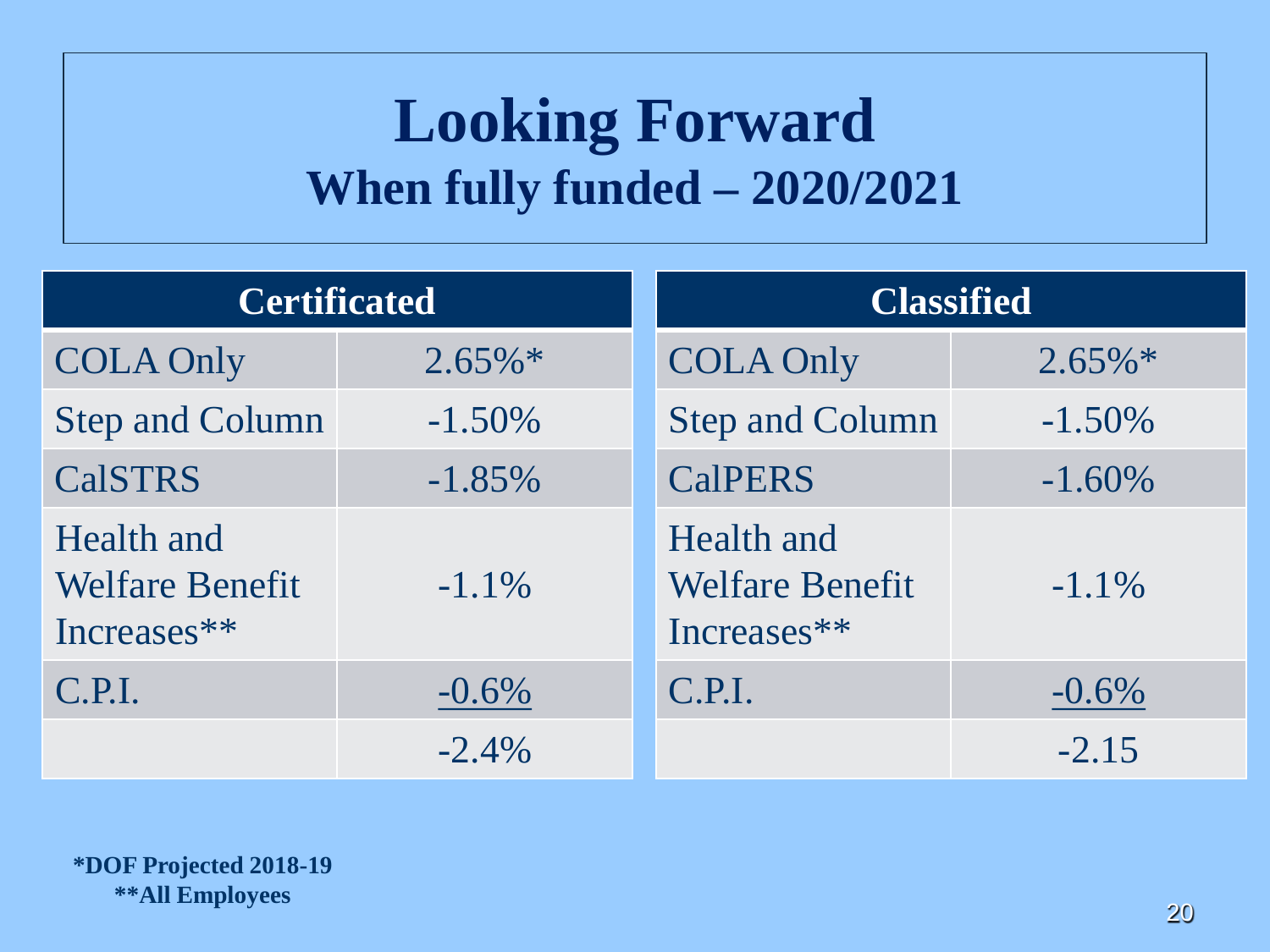# Looking Forward

## When fully funded – 2020/2021

| Certificated | |
|---|---|
| COLA Only | 2.65%* |
| Step and Column | -1.50% |
| CalSTRS | -1.85% |
| Health and Welfare Benefit Increases** | -1.1% |
| C.P.I. | -0.6% |
| | -2.4% |

| Classified | |
|---|---|
| COLA Only | 2.65%* |
| Step and Column | -1.50% |
| CalPERS | -1.60% |
| Health and Welfare Benefit Increases** | -1.1% |
| C.P.I. | -0.6% |
| | -2.15 |

**\*DOF Projected 2018-19**

**\*\*All Employees**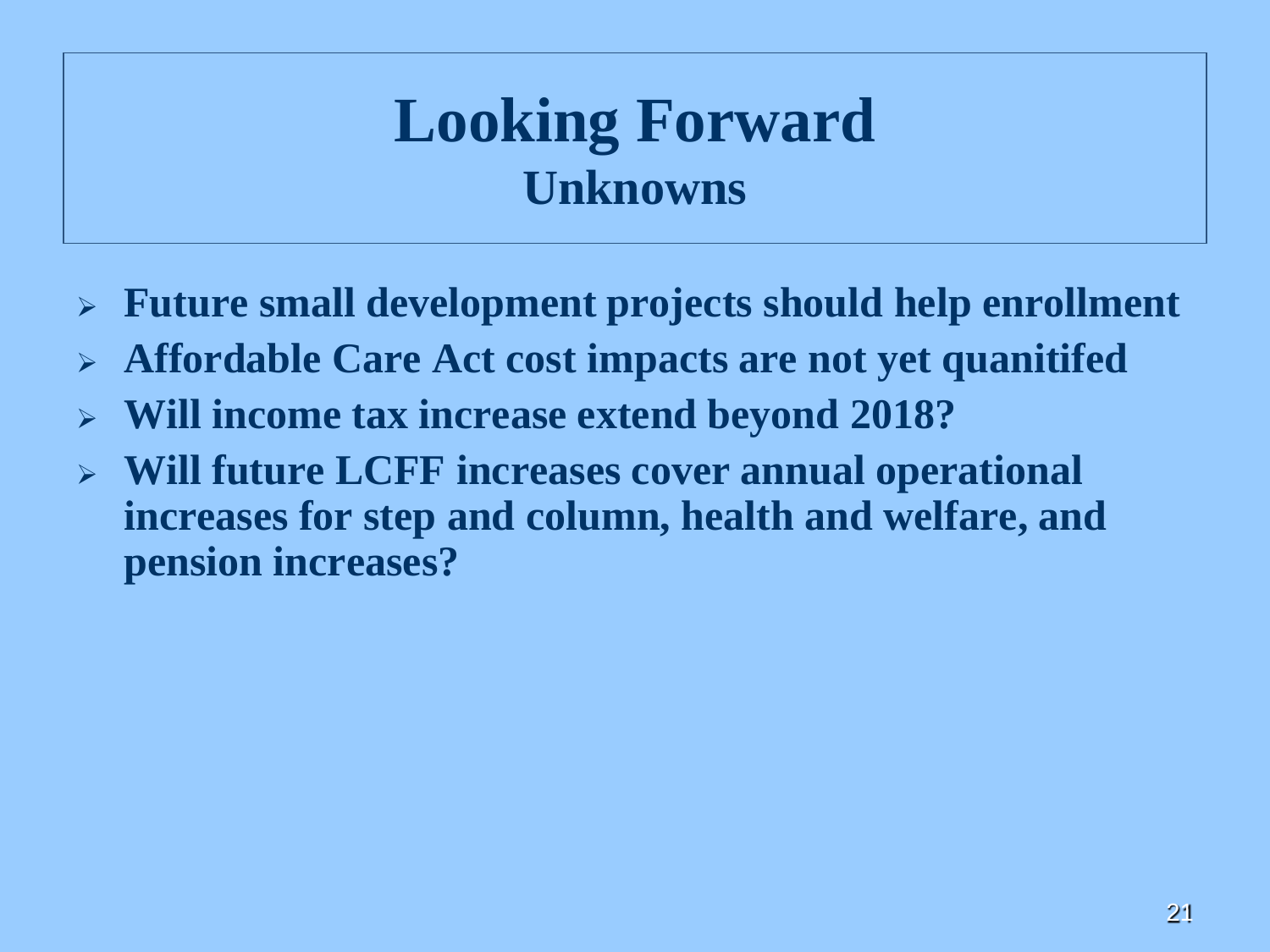# Looking Forward

## Unknowns

- **Future small development projects should help enrollment**
- **Affordable Care Act cost impacts are not yet quanitifed**
- **Will income tax increase extend beyond 2018?**
- **Will future LCFF increases cover annual operational increases for step and column, health and welfare, and pension increases?**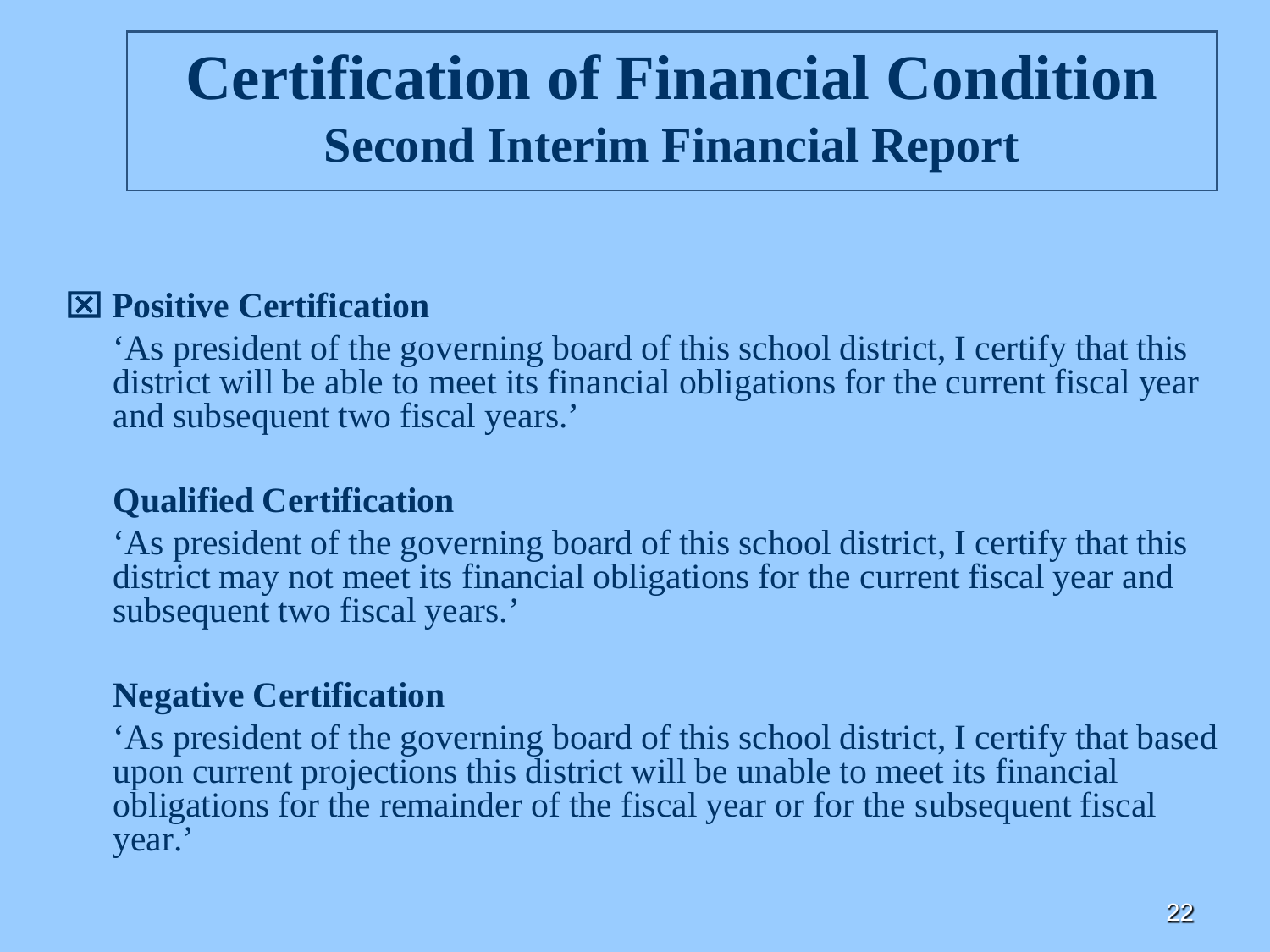# Certification of Financial Condition

## Second Interim Financial Report

☒ **Positive Certification**

'As president of the governing board of this school district, I certify that this district will be able to meet its financial obligations for the current fiscal year and subsequent two fiscal years.'

**Qualified Certification**

'As president of the governing board of this school district, I certify that this district may not meet its financial obligations for the current fiscal year and subsequent two fiscal years.'

**Negative Certification**

'As president of the governing board of this school district, I certify that based upon current projections this district will be unable to meet its financial obligations for the remainder of the fiscal year or for the subsequent fiscal year.'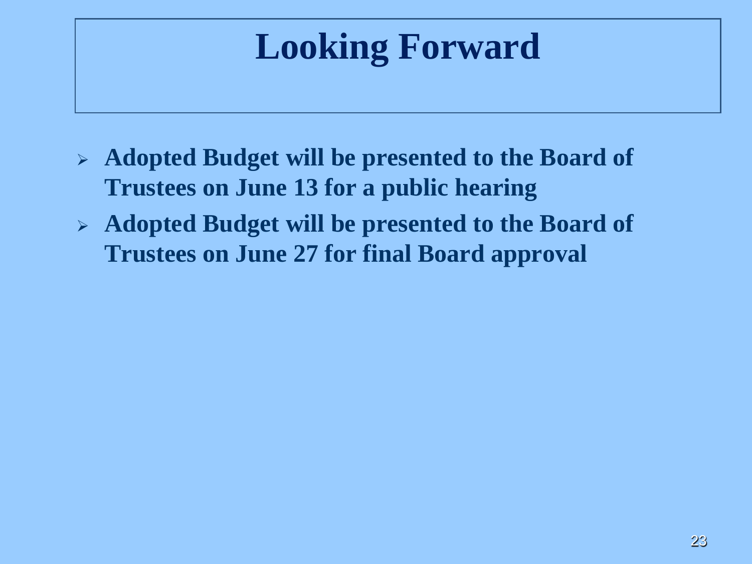# Looking Forward

- **Adopted Budget will be presented to the Board of Trustees on June 13 for a public hearing**
- **Adopted Budget will be presented to the Board of Trustees on June 27 for final Board approval**